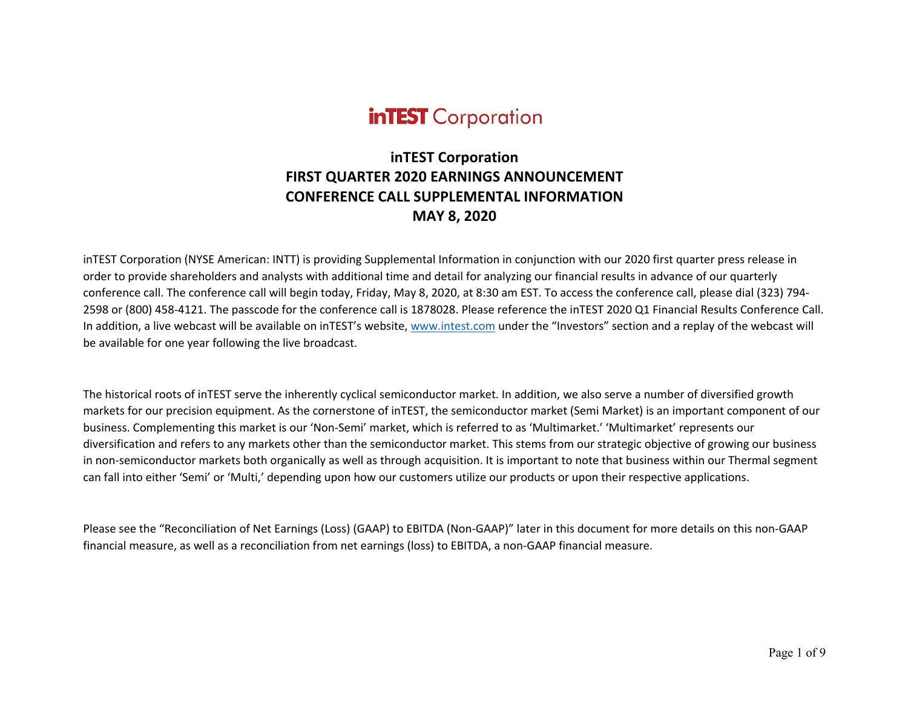# inTEST Corporation

## inTEST Corporation
## FIRST QUARTER 2020 EARNINGS ANNOUNCEMENT
## CONFERENCE CALL SUPPLEMENTAL INFORMATION
## MAY 8, 2020

inTEST Corporation (NYSE American: INTT) is providing Supplemental Information in conjunction with our 2020 first quarter press release in order to provide shareholders and analysts with additional time and detail for analyzing our financial results in advance of our quarterly conference call. The conference call will begin today, Friday, May 8, 2020, at 8:30 am EST. To access the conference call, please dial (323) 794-2598 or (800) 458-4121. The passcode for the conference call is 1878028. Please reference the inTEST 2020 Q1 Financial Results Conference Call. In addition, a live webcast will be available on inTEST's website, www.intest.com under the "Investors" section and a replay of the webcast will be available for one year following the live broadcast.

The historical roots of inTEST serve the inherently cyclical semiconductor market. In addition, we also serve a number of diversified growth markets for our precision equipment. As the cornerstone of inTEST, the semiconductor market (Semi Market) is an important component of our business. Complementing this market is our 'Non-Semi' market, which is referred to as 'Multimarket.' 'Multimarket' represents our diversification and refers to any markets other than the semiconductor market. This stems from our strategic objective of growing our business in non-semiconductor markets both organically as well as through acquisition. It is important to note that business within our Thermal segment can fall into either 'Semi' or 'Multi,' depending upon how our customers utilize our products or upon their respective applications.

Please see the "Reconciliation of Net Earnings (Loss) (GAAP) to EBITDA (Non-GAAP)" later in this document for more details on this non-GAAP financial measure, as well as a reconciliation from net earnings (loss) to EBITDA, a non-GAAP financial measure.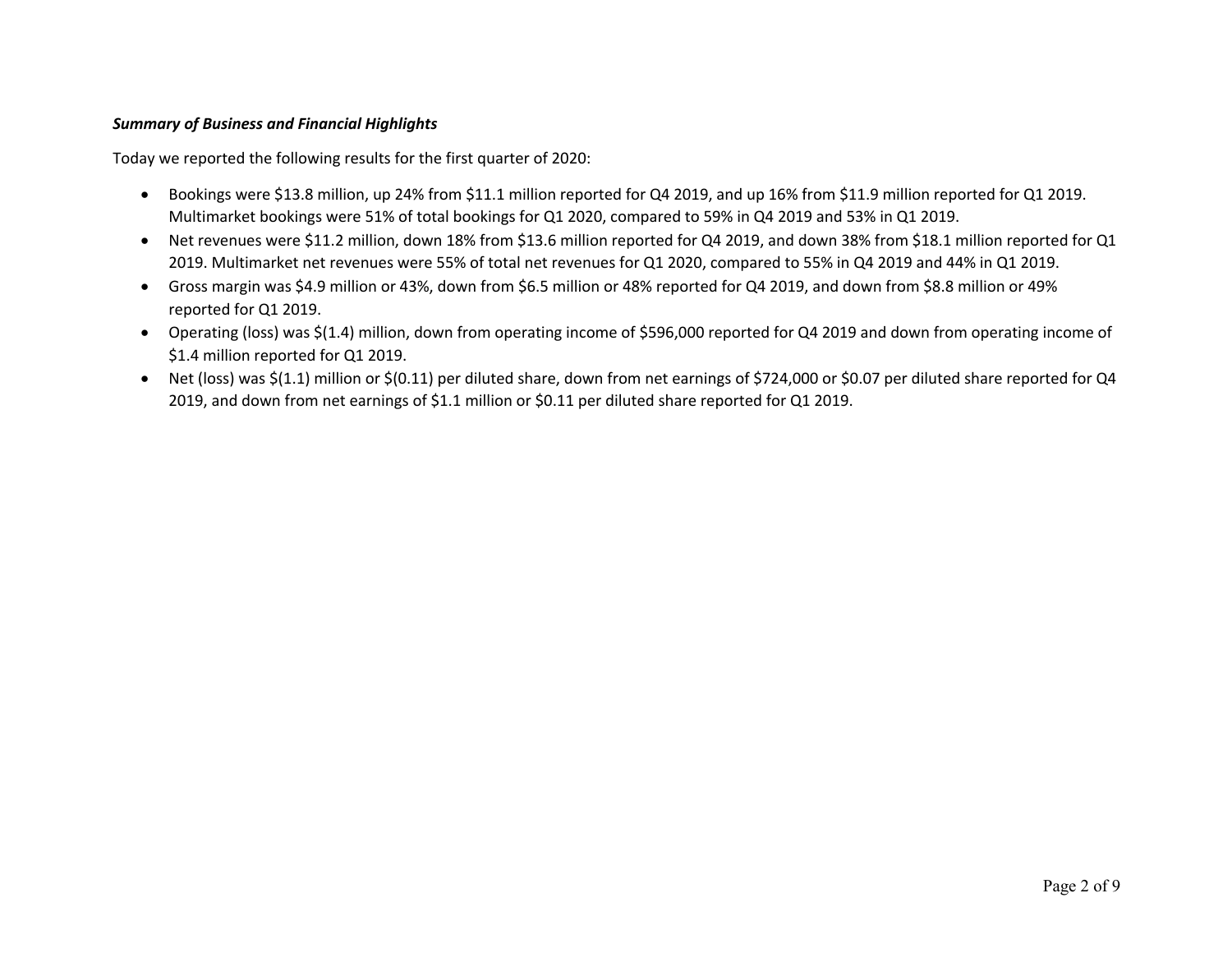***Summary of Business and Financial Highlights***

Today we reported the following results for the first quarter of 2020:

- Bookings were $13.8 million, up 24% from $11.1 million reported for Q4 2019, and up 16% from $11.9 million reported for Q1 2019. Multimarket bookings were 51% of total bookings for Q1 2020, compared to 59% in Q4 2019 and 53% in Q1 2019.
- Net revenues were $11.2 million, down 18% from $13.6 million reported for Q4 2019, and down 38% from $18.1 million reported for Q1 2019. Multimarket net revenues were 55% of total net revenues for Q1 2020, compared to 55% in Q4 2019 and 44% in Q1 2019.
- Gross margin was $4.9 million or 43%, down from $6.5 million or 48% reported for Q4 2019, and down from $8.8 million or 49% reported for Q1 2019.
- Operating (loss) was $(1.4) million, down from operating income of $596,000 reported for Q4 2019 and down from operating income of $1.4 million reported for Q1 2019.
- Net (loss) was $(1.1) million or $(0.11) per diluted share, down from net earnings of $724,000 or $0.07 per diluted share reported for Q4 2019, and down from net earnings of $1.1 million or $0.11 per diluted share reported for Q1 2019.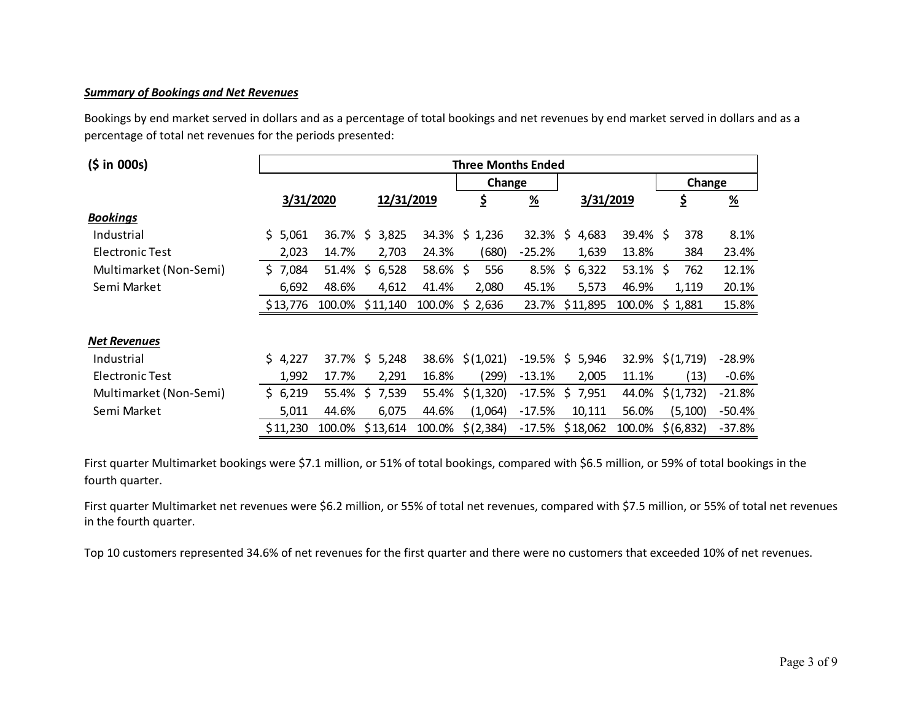***Summary of Bookings and Net Revenues***

Bookings by end market served in dollars and as a percentage of total bookings and net revenues by end market served in dollars and as a percentage of total net revenues for the periods presented:

| ($ in 000s) | Three Months Ended | | | | | | | | | |
|---|---|---|---|---|---|---|---|---|---|---|
| | | | | | Change | | | | Change | |
| | 3/31/2020 | | 12/31/2019 | | $ | % | 3/31/2019 | | $ | % |
| ***Bookings*** | | | | | | | | | | |
| Industrial | $ 5,061 | 36.7% | $ 3,825 | 34.3% | $ 1,236 | 32.3% | $ 4,683 | 39.4% | $ 378 | 8.1% |
| Electronic Test | 2,023 | 14.7% | 2,703 | 24.3% | (680) | -25.2% | 1,639 | 13.8% | 384 | 23.4% |
| Multimarket (Non-Semi) | $ 7,084 | 51.4% | $ 6,528 | 58.6% | $ 556 | 8.5% | $ 6,322 | 53.1% | $ 762 | 12.1% |
| Semi Market | 6,692 | 48.6% | 4,612 | 41.4% | 2,080 | 45.1% | 5,573 | 46.9% | 1,119 | 20.1% |
| | $13,776 | 100.0% | $11,140 | 100.0% | $ 2,636 | 23.7% | $11,895 | 100.0% | $ 1,881 | 15.8% |
| ***Net Revenues*** | | | | | | | | | | |
| Industrial | $ 4,227 | 37.7% | $ 5,248 | 38.6% | $(1,021) | -19.5% | $ 5,946 | 32.9% | $(1,719) | -28.9% |
| Electronic Test | 1,992 | 17.7% | 2,291 | 16.8% | (299) | -13.1% | 2,005 | 11.1% | (13) | -0.6% |
| Multimarket (Non-Semi) | $ 6,219 | 55.4% | $ 7,539 | 55.4% | $(1,320) | -17.5% | $ 7,951 | 44.0% | $(1,732) | -21.8% |
| Semi Market | 5,011 | 44.6% | 6,075 | 44.6% | (1,064) | -17.5% | 10,111 | 56.0% | (5,100) | -50.4% |
| | $11,230 | 100.0% | $13,614 | 100.0% | $(2,384) | -17.5% | $18,062 | 100.0% | $(6,832) | -37.8% |

First quarter Multimarket bookings were $7.1 million, or 51% of total bookings, compared with $6.5 million, or 59% of total bookings in the fourth quarter.

First quarter Multimarket net revenues were $6.2 million, or 55% of total net revenues, compared with $7.5 million, or 55% of total net revenues in the fourth quarter.

Top 10 customers represented 34.6% of net revenues for the first quarter and there were no customers that exceeded 10% of net revenues.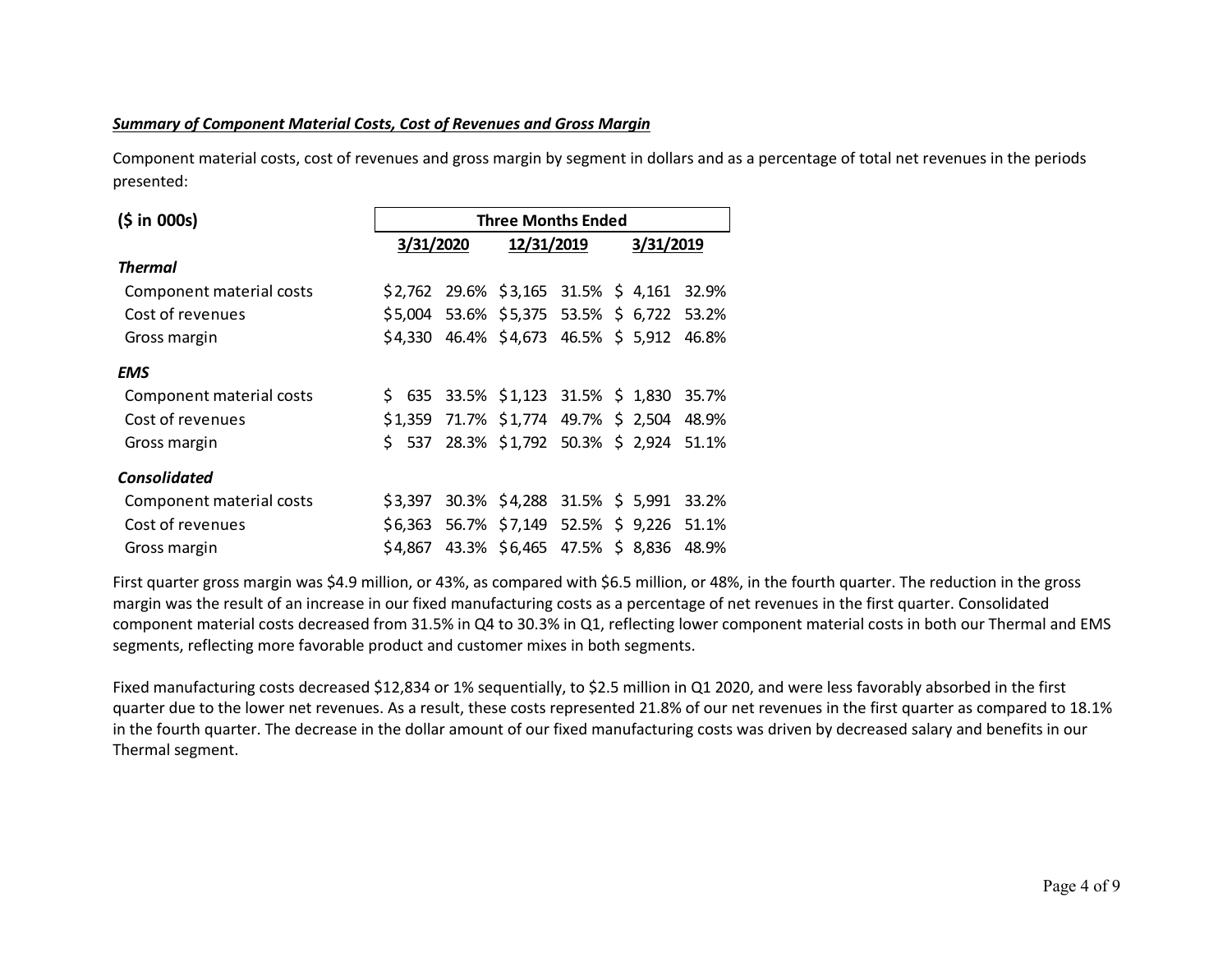***Summary of Component Material Costs, Cost of Revenues and Gross Margin***

Component material costs, cost of revenues and gross margin by segment in dollars and as a percentage of total net revenues in the periods presented:

| **($ in 000s)** | **Three Months Ended** | | | | | |
|---|---|---|---|---|---|---|
| | **3/31/2020** | | **12/31/2019** | | **3/31/2019** | |
| ***Thermal*** | | | | | | |
| Component material costs | $2,762 | 29.6% | $3,165 | 31.5% | $ 4,161 | 32.9% |
| Cost of revenues | $5,004 | 53.6% | $5,375 | 53.5% | $ 6,722 | 53.2% |
| Gross margin | $4,330 | 46.4% | $4,673 | 46.5% | $ 5,912 | 46.8% |
| ***EMS*** | | | | | | |
| Component material costs | $ 635 | 33.5% | $1,123 | 31.5% | $ 1,830 | 35.7% |
| Cost of revenues | $1,359 | 71.7% | $1,774 | 49.7% | $ 2,504 | 48.9% |
| Gross margin | $ 537 | 28.3% | $1,792 | 50.3% | $ 2,924 | 51.1% |
| ***Consolidated*** | | | | | | |
| Component material costs | $3,397 | 30.3% | $4,288 | 31.5% | $ 5,991 | 33.2% |
| Cost of revenues | $6,363 | 56.7% | $7,149 | 52.5% | $ 9,226 | 51.1% |
| Gross margin | $4,867 | 43.3% | $6,465 | 47.5% | $ 8,836 | 48.9% |

First quarter gross margin was $4.9 million, or 43%, as compared with $6.5 million, or 48%, in the fourth quarter. The reduction in the gross margin was the result of an increase in our fixed manufacturing costs as a percentage of net revenues in the first quarter. Consolidated component material costs decreased from 31.5% in Q4 to 30.3% in Q1, reflecting lower component material costs in both our Thermal and EMS segments, reflecting more favorable product and customer mixes in both segments.

Fixed manufacturing costs decreased $12,834 or 1% sequentially, to $2.5 million in Q1 2020, and were less favorably absorbed in the first quarter due to the lower net revenues. As a result, these costs represented 21.8% of our net revenues in the first quarter as compared to 18.1% in the fourth quarter. The decrease in the dollar amount of our fixed manufacturing costs was driven by decreased salary and benefits in our Thermal segment.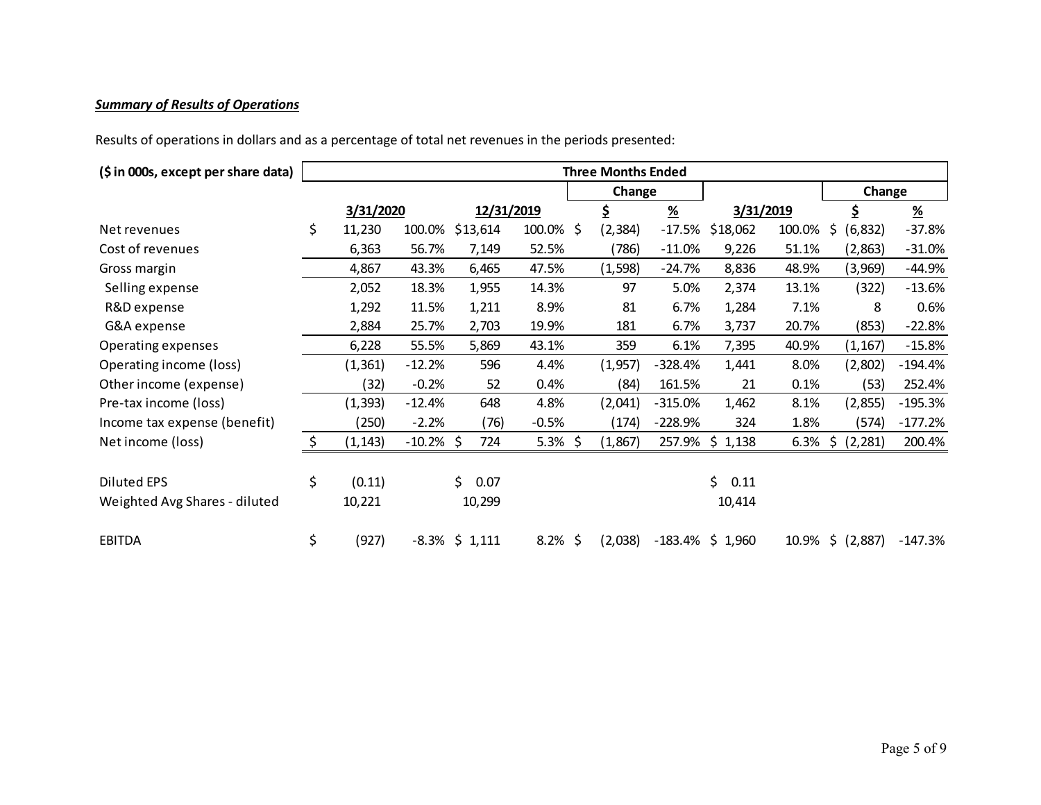***Summary of Results of Operations***

Results of operations in dollars and as a percentage of total net revenues in the periods presented:

| ($ in 000s, except per share data) | Three Months Ended | | | | | | | | | |
|---|---|---|---|---|---|---|---|---|---|---|
| | | | | | Change | | | | Change | |
| | 3/31/2020 | | 12/31/2019 | | $ | % | 3/31/2019 | | $ | % |
| Net revenues | $ 11,230 | 100.0% | $13,614 | 100.0% | $ (2,384) | -17.5% | $18,062 | 100.0% | $ (6,832) | -37.8% |
| Cost of revenues | 6,363 | 56.7% | 7,149 | 52.5% | (786) | -11.0% | 9,226 | 51.1% | (2,863) | -31.0% |
| Gross margin | 4,867 | 43.3% | 6,465 | 47.5% | (1,598) | -24.7% | 8,836 | 48.9% | (3,969) | -44.9% |
| Selling expense | 2,052 | 18.3% | 1,955 | 14.3% | 97 | 5.0% | 2,374 | 13.1% | (322) | -13.6% |
| R&D expense | 1,292 | 11.5% | 1,211 | 8.9% | 81 | 6.7% | 1,284 | 7.1% | 8 | 0.6% |
| G&A expense | 2,884 | 25.7% | 2,703 | 19.9% | 181 | 6.7% | 3,737 | 20.7% | (853) | -22.8% |
| Operating expenses | 6,228 | 55.5% | 5,869 | 43.1% | 359 | 6.1% | 7,395 | 40.9% | (1,167) | -15.8% |
| Operating income (loss) | (1,361) | -12.2% | 596 | 4.4% | (1,957) | -328.4% | 1,441 | 8.0% | (2,802) | -194.4% |
| Other income (expense) | (32) | -0.2% | 52 | 0.4% | (84) | 161.5% | 21 | 0.1% | (53) | 252.4% |
| Pre-tax income (loss) | (1,393) | -12.4% | 648 | 4.8% | (2,041) | -315.0% | 1,462 | 8.1% | (2,855) | -195.3% |
| Income tax expense (benefit) | (250) | -2.2% | (76) | -0.5% | (174) | -228.9% | 324 | 1.8% | (574) | -177.2% |
| Net income (loss) | $ (1,143) | -10.2% | $ 724 | 5.3% | $ (1,867) | 257.9% | $ 1,138 | 6.3% | $ (2,281) | 200.4% |
| | | | | | | | | | | |
| Diluted EPS | $ (0.11) | | $ 0.07 | | | | $ 0.11 | | | |
| Weighted Avg Shares - diluted | 10,221 | | 10,299 | | | | 10,414 | | | |
| | | | | | | | | | | |
| EBITDA | $ (927) | -8.3% | $ 1,111 | 8.2% | $ (2,038) | -183.4% | $ 1,960 | 10.9% | $ (2,887) | -147.3% |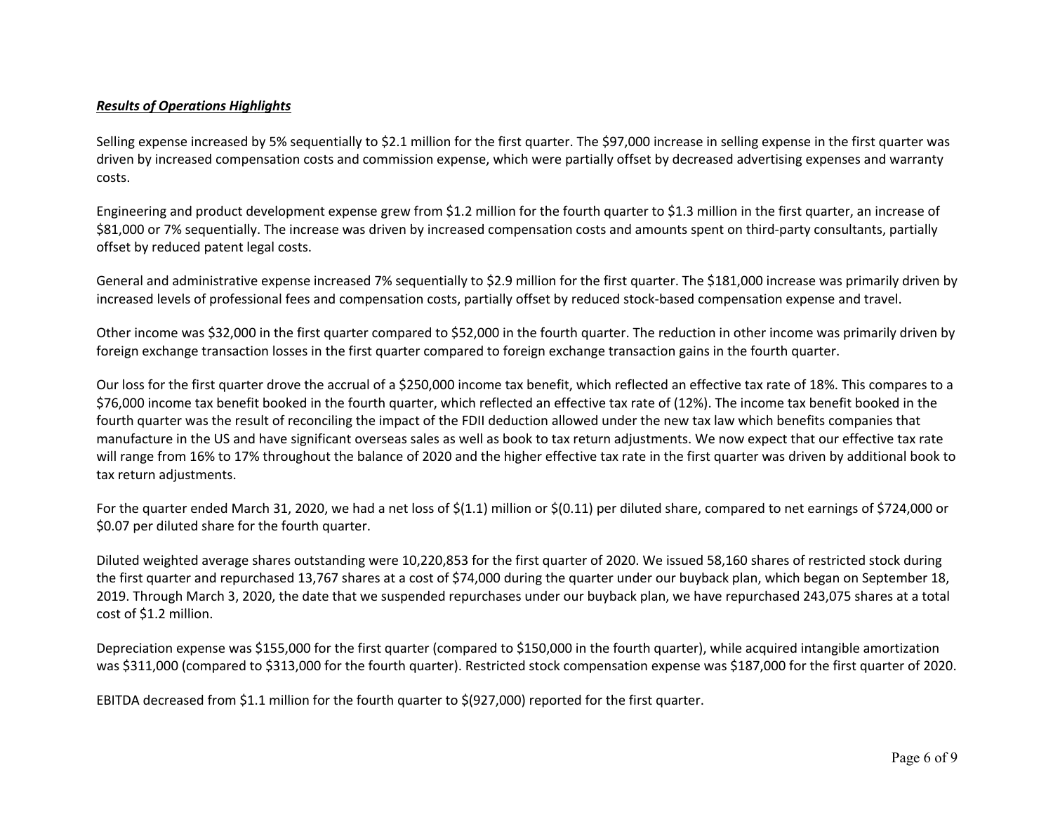***Results of Operations Highlights***

Selling expense increased by 5% sequentially to $2.1 million for the first quarter. The $97,000 increase in selling expense in the first quarter was driven by increased compensation costs and commission expense, which were partially offset by decreased advertising expenses and warranty costs.

Engineering and product development expense grew from $1.2 million for the fourth quarter to $1.3 million in the first quarter, an increase of $81,000 or 7% sequentially. The increase was driven by increased compensation costs and amounts spent on third-party consultants, partially offset by reduced patent legal costs.

General and administrative expense increased 7% sequentially to $2.9 million for the first quarter. The $181,000 increase was primarily driven by increased levels of professional fees and compensation costs, partially offset by reduced stock-based compensation expense and travel.

Other income was $32,000 in the first quarter compared to $52,000 in the fourth quarter. The reduction in other income was primarily driven by foreign exchange transaction losses in the first quarter compared to foreign exchange transaction gains in the fourth quarter.

Our loss for the first quarter drove the accrual of a $250,000 income tax benefit, which reflected an effective tax rate of 18%. This compares to a $76,000 income tax benefit booked in the fourth quarter, which reflected an effective tax rate of (12%). The income tax benefit booked in the fourth quarter was the result of reconciling the impact of the FDII deduction allowed under the new tax law which benefits companies that manufacture in the US and have significant overseas sales as well as book to tax return adjustments. We now expect that our effective tax rate will range from 16% to 17% throughout the balance of 2020 and the higher effective tax rate in the first quarter was driven by additional book to tax return adjustments.

For the quarter ended March 31, 2020, we had a net loss of $(1.1) million or $(0.11) per diluted share, compared to net earnings of $724,000 or $0.07 per diluted share for the fourth quarter.

Diluted weighted average shares outstanding were 10,220,853 for the first quarter of 2020. We issued 58,160 shares of restricted stock during the first quarter and repurchased 13,767 shares at a cost of $74,000 during the quarter under our buyback plan, which began on September 18, 2019. Through March 3, 2020, the date that we suspended repurchases under our buyback plan, we have repurchased 243,075 shares at a total cost of $1.2 million.

Depreciation expense was $155,000 for the first quarter (compared to $150,000 in the fourth quarter), while acquired intangible amortization was $311,000 (compared to $313,000 for the fourth quarter). Restricted stock compensation expense was $187,000 for the first quarter of 2020.

EBITDA decreased from $1.1 million for the fourth quarter to $(927,000) reported for the first quarter.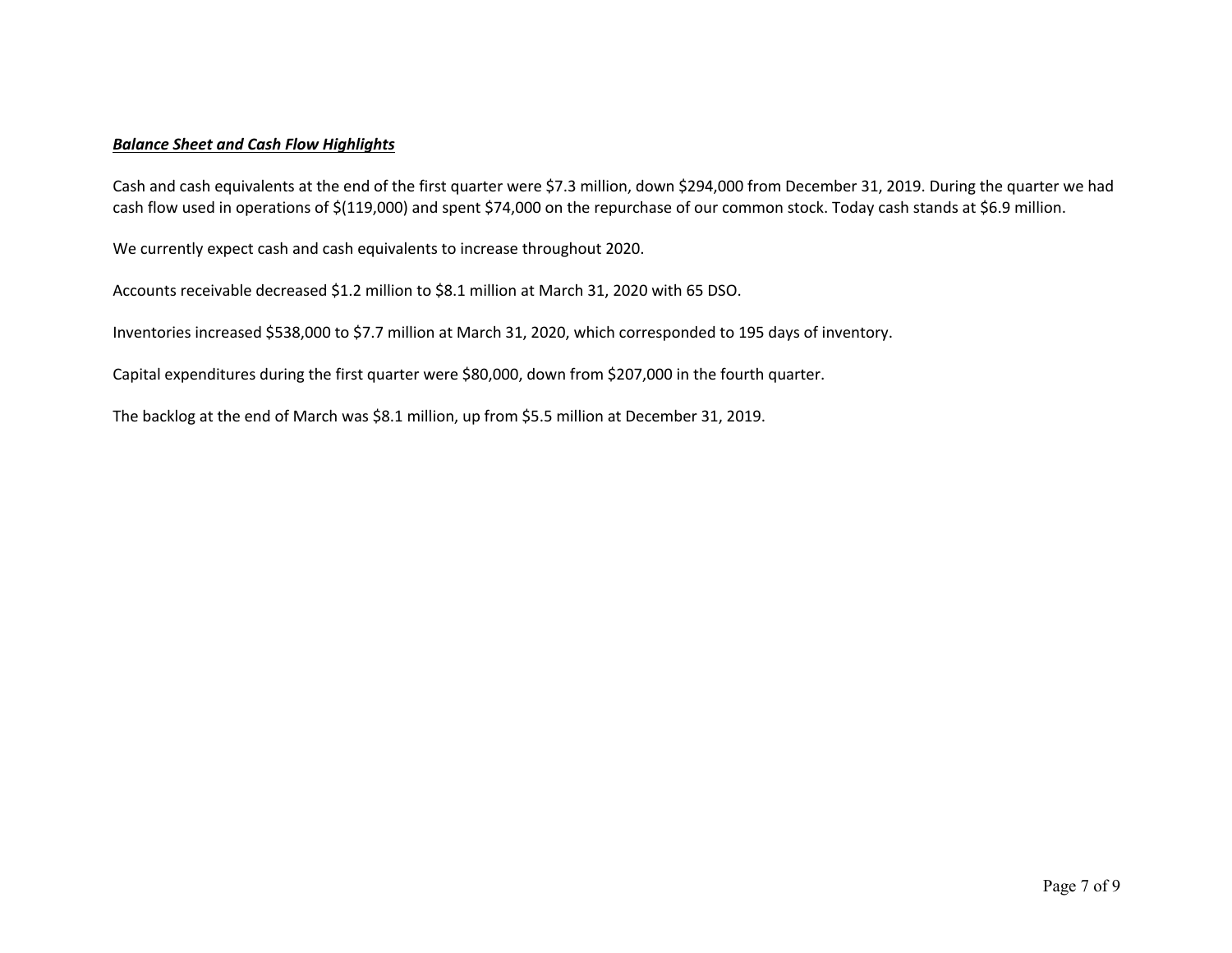***Balance Sheet and Cash Flow Highlights***

Cash and cash equivalents at the end of the first quarter were $7.3 million, down $294,000 from December 31, 2019. During the quarter we had cash flow used in operations of $(119,000) and spent $74,000 on the repurchase of our common stock. Today cash stands at $6.9 million.

We currently expect cash and cash equivalents to increase throughout 2020.

Accounts receivable decreased $1.2 million to $8.1 million at March 31, 2020 with 65 DSO.

Inventories increased $538,000 to $7.7 million at March 31, 2020, which corresponded to 195 days of inventory.

Capital expenditures during the first quarter were $80,000, down from $207,000 in the fourth quarter.

The backlog at the end of March was $8.1 million, up from $5.5 million at December 31, 2019.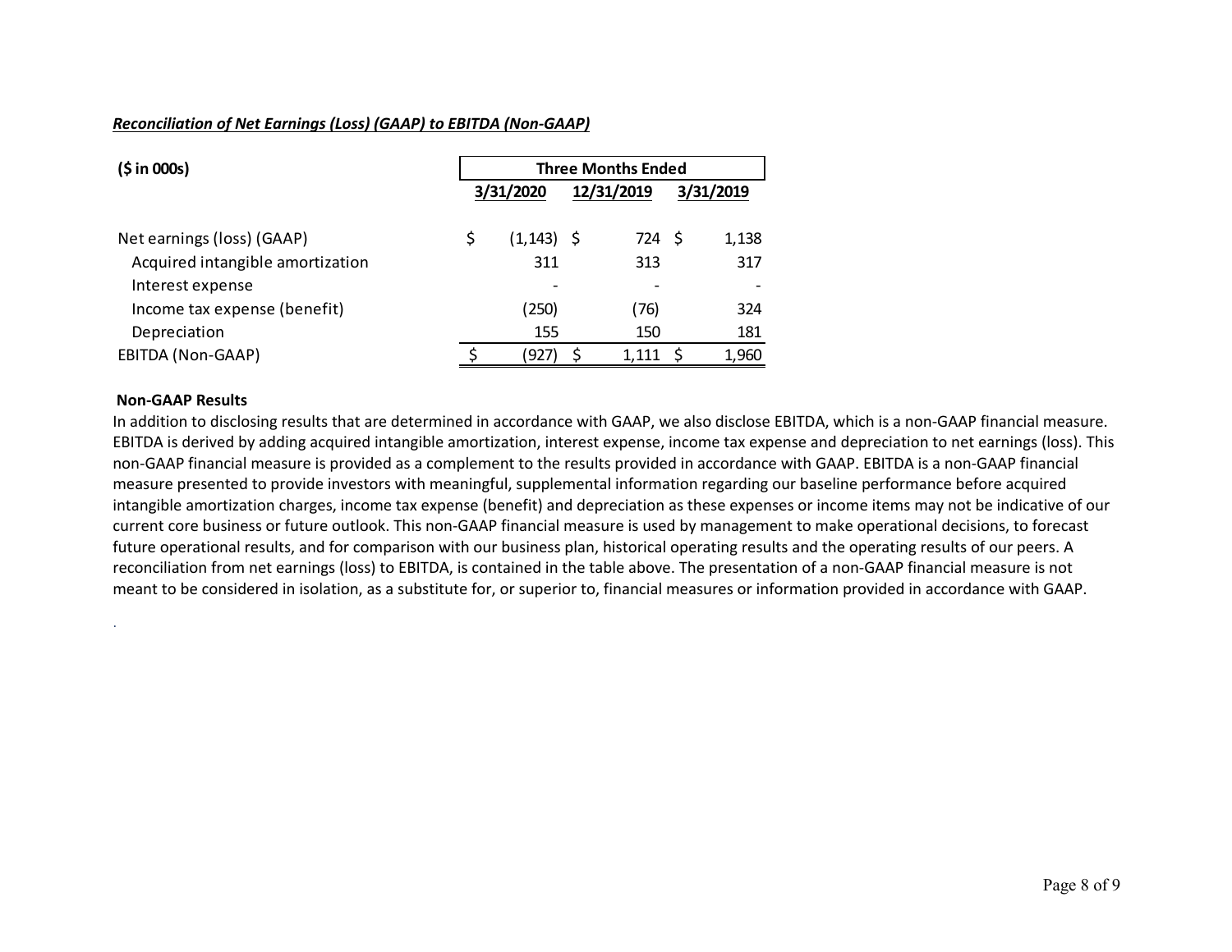***Reconciliation of Net Earnings (Loss) (GAAP) to EBITDA (Non-GAAP)***

| **($ in 000s)** | **Three Months Ended** | | |
|---|---|---|---|
| | **3/31/2020** | **12/31/2019** | **3/31/2019** |
| Net earnings (loss) (GAAP) | $ (1,143) | $ 724 | $ 1,138 |
| Acquired intangible amortization | 311 | 313 | 317 |
| Interest expense | - | - | - |
| Income tax expense (benefit) | (250) | (76) | 324 |
| Depreciation | 155 | 150 | 181 |
| EBITDA (Non-GAAP) | $ (927) | $ 1,111 | $ 1,960 |

**Non-GAAP Results**

In addition to disclosing results that are determined in accordance with GAAP, we also disclose EBITDA, which is a non-GAAP financial measure. EBITDA is derived by adding acquired intangible amortization, interest expense, income tax expense and depreciation to net earnings (loss). This non-GAAP financial measure is provided as a complement to the results provided in accordance with GAAP. EBITDA is a non-GAAP financial measure presented to provide investors with meaningful, supplemental information regarding our baseline performance before acquired intangible amortization charges, income tax expense (benefit) and depreciation as these expenses or income items may not be indicative of our current core business or future outlook. This non-GAAP financial measure is used by management to make operational decisions, to forecast future operational results, and for comparison with our business plan, historical operating results and the operating results of our peers. A reconciliation from net earnings (loss) to EBITDA, is contained in the table above. The presentation of a non-GAAP financial measure is not meant to be considered in isolation, as a substitute for, or superior to, financial measures or information provided in accordance with GAAP.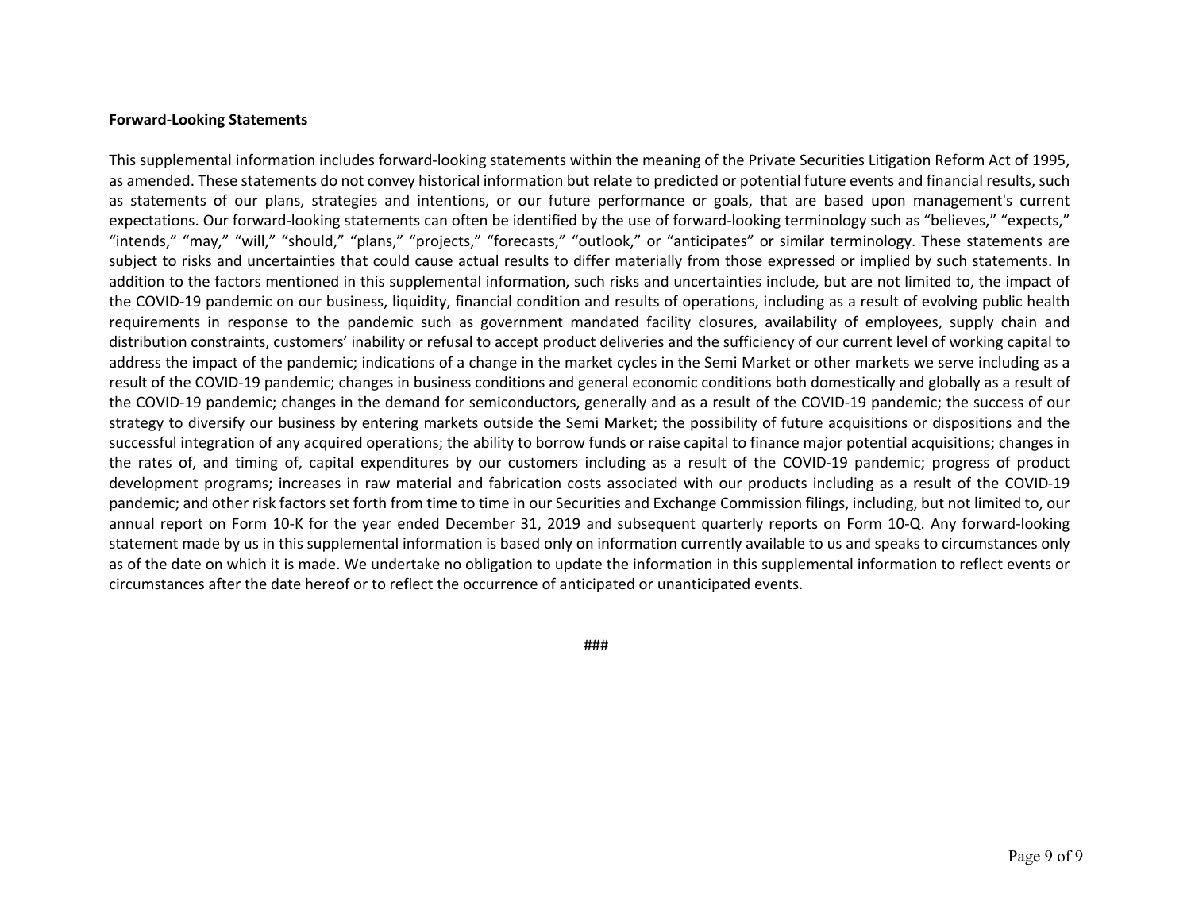**Forward-Looking Statements**

This supplemental information includes forward-looking statements within the meaning of the Private Securities Litigation Reform Act of 1995, as amended. These statements do not convey historical information but relate to predicted or potential future events and financial results, such as statements of our plans, strategies and intentions, or our future performance or goals, that are based upon management's current expectations. Our forward-looking statements can often be identified by the use of forward-looking terminology such as "believes," "expects," "intends," "may," "will," "should," "plans," "projects," "forecasts," "outlook," or "anticipates" or similar terminology. These statements are subject to risks and uncertainties that could cause actual results to differ materially from those expressed or implied by such statements. In addition to the factors mentioned in this supplemental information, such risks and uncertainties include, but are not limited to, the impact of the COVID-19 pandemic on our business, liquidity, financial condition and results of operations, including as a result of evolving public health requirements in response to the pandemic such as government mandated facility closures, availability of employees, supply chain and distribution constraints, customers' inability or refusal to accept product deliveries and the sufficiency of our current level of working capital to address the impact of the pandemic; indications of a change in the market cycles in the Semi Market or other markets we serve including as a result of the COVID-19 pandemic; changes in business conditions and general economic conditions both domestically and globally as a result of the COVID-19 pandemic; changes in the demand for semiconductors, generally and as a result of the COVID-19 pandemic; the success of our strategy to diversify our business by entering markets outside the Semi Market; the possibility of future acquisitions or dispositions and the successful integration of any acquired operations; the ability to borrow funds or raise capital to finance major potential acquisitions; changes in the rates of, and timing of, capital expenditures by our customers including as a result of the COVID-19 pandemic; progress of product development programs; increases in raw material and fabrication costs associated with our products including as a result of the COVID-19 pandemic; and other risk factors set forth from time to time in our Securities and Exchange Commission filings, including, but not limited to, our annual report on Form 10-K for the year ended December 31, 2019 and subsequent quarterly reports on Form 10-Q. Any forward-looking statement made by us in this supplemental information is based only on information currently available to us and speaks to circumstances only as of the date on which it is made. We undertake no obligation to update the information in this supplemental information to reflect events or circumstances after the date hereof or to reflect the occurrence of anticipated or unanticipated events.

###